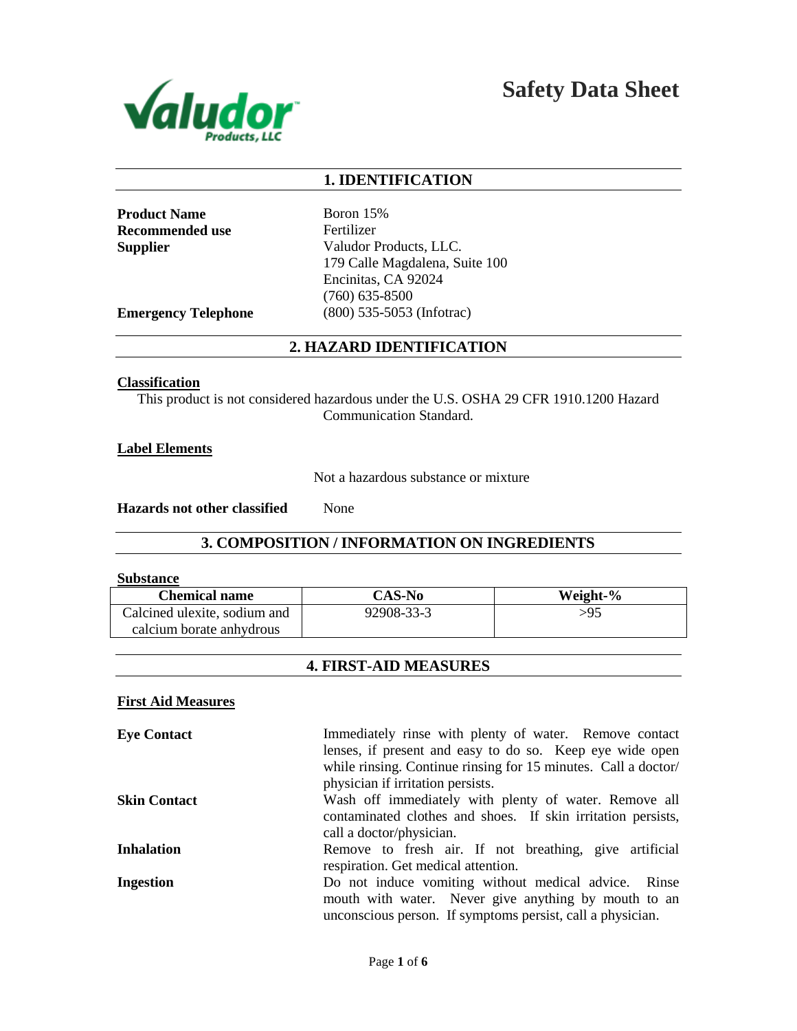Valudor Products, LLC

# Safety Data Sheet

## 1. IDENTIFICATION

**Product Name** Boron 15%

**Recommended use** Fertilizer

**Supplier** Valudor Products, LLC.
179 Calle Magdalena, Suite 100
Encinitas, CA 92024
(760) 635-8500

**Emergency Telephone** (800) 535-5053 (Infotrac)

## 2. HAZARD IDENTIFICATION

**Classification**

This product is not considered hazardous under the U.S. OSHA 29 CFR 1910.1200 Hazard Communication Standard.

**Label Elements**

Not a hazardous substance or mixture

**Hazards not other classified** None

## 3. COMPOSITION / INFORMATION ON INGREDIENTS

**Substance**

| Chemical name | CAS-No | Weight-% |
|---|---|---|
| Calcined ulexite, sodium and calcium borate anhydrous | 92908-33-3 | >95 |

## 4. FIRST-AID MEASURES

**First Aid Measures**

**Eye Contact** Immediately rinse with plenty of water. Remove contact lenses, if present and easy to do so. Keep eye wide open while rinsing. Continue rinsing for 15 minutes. Call a doctor/ physician if irritation persists.

**Skin Contact** Wash off immediately with plenty of water. Remove all contaminated clothes and shoes. If skin irritation persists, call a doctor/physician.

**Inhalation** Remove to fresh air. If not breathing, give artificial respiration. Get medical attention.

**Ingestion** Do not induce vomiting without medical advice. Rinse mouth with water. Never give anything by mouth to an unconscious person. If symptoms persist, call a physician.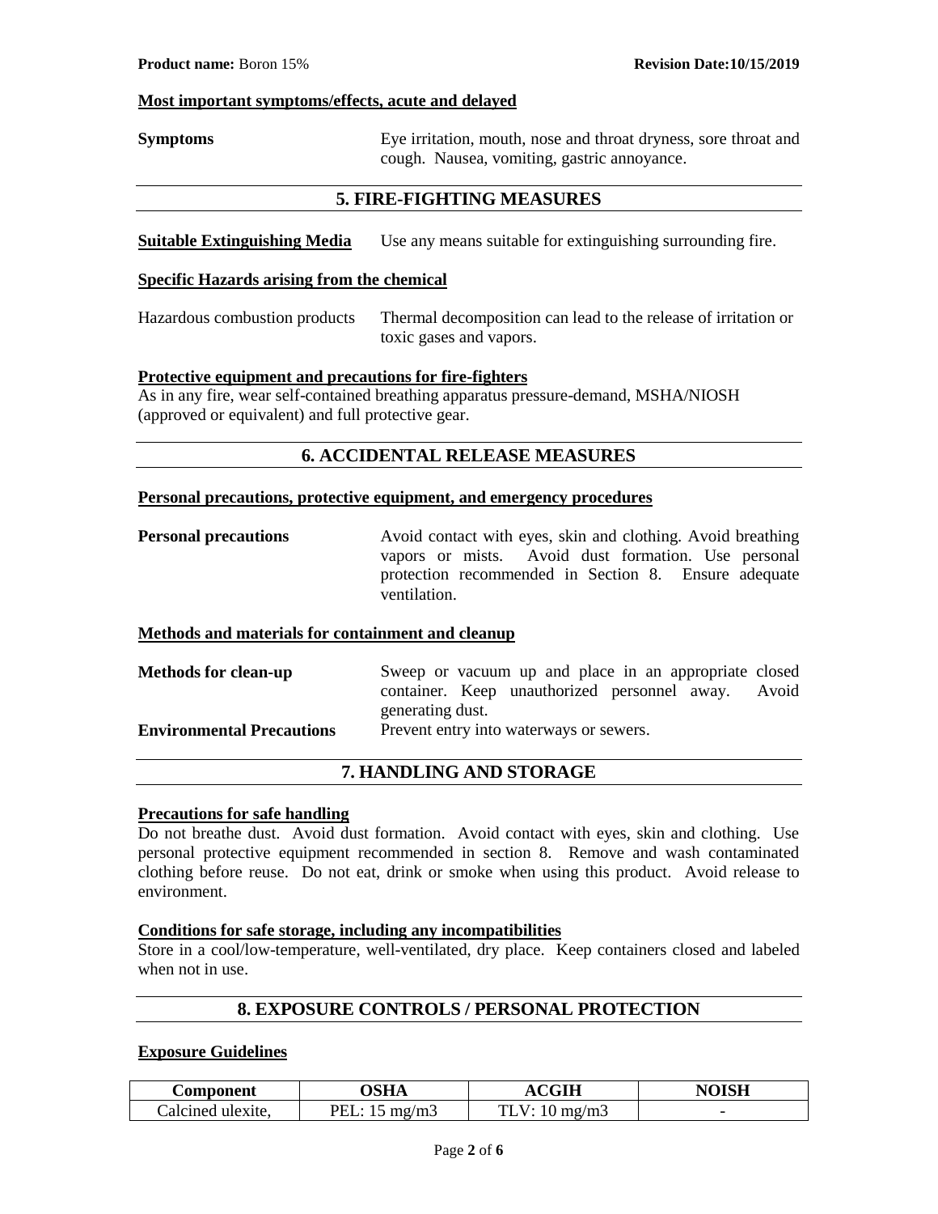**Most important symptoms/effects, acute and delayed**

**Symptoms** Eye irritation, mouth, nose and throat dryness, sore throat and cough. Nausea, vomiting, gastric annoyance.

## 5. FIRE-FIGHTING MEASURES

**Suitable Extinguishing Media** Use any means suitable for extinguishing surrounding fire.

**Specific Hazards arising from the chemical**

Hazardous combustion products Thermal decomposition can lead to the release of irritation or toxic gases and vapors.

**Protective equipment and precautions for fire-fighters**

As in any fire, wear self-contained breathing apparatus pressure-demand, MSHA/NIOSH (approved or equivalent) and full protective gear.

## 6. ACCIDENTAL RELEASE MEASURES

**Personal precautions, protective equipment, and emergency procedures**

**Personal precautions** Avoid contact with eyes, skin and clothing. Avoid breathing vapors or mists. Avoid dust formation. Use personal protection recommended in Section 8. Ensure adequate ventilation.

**Methods and materials for containment and cleanup**

**Methods for clean-up** Sweep or vacuum up and place in an appropriate closed container. Keep unauthorized personnel away. Avoid generating dust.

**Environmental Precautions** Prevent entry into waterways or sewers.

## 7. HANDLING AND STORAGE

**Precautions for safe handling**

Do not breathe dust. Avoid dust formation. Avoid contact with eyes, skin and clothing. Use personal protective equipment recommended in section 8. Remove and wash contaminated clothing before reuse. Do not eat, drink or smoke when using this product. Avoid release to environment.

**Conditions for safe storage, including any incompatibilities**

Store in a cool/low-temperature, well-ventilated, dry place. Keep containers closed and labeled when not in use.

## 8. EXPOSURE CONTROLS / PERSONAL PROTECTION

**Exposure Guidelines**

| Component | OSHA | ACGIH | NOISH |
|---|---|---|---|
| Calcined ulexite, | PEL: 15 mg/m3 | TLV: 10 mg/m3 | - |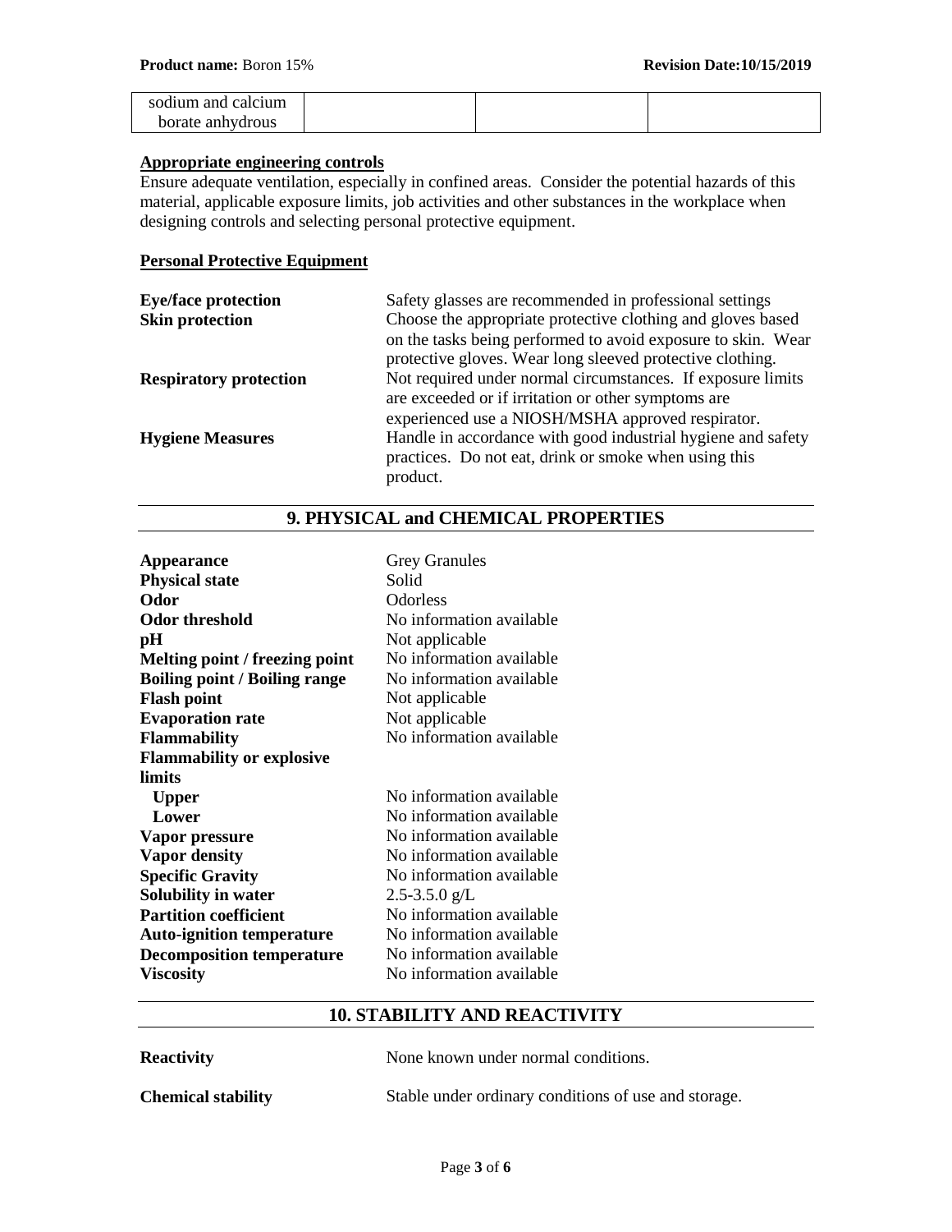| sodium and calcium borate anhydrous | | | |
|---|---|---|---|

**Appropriate engineering controls**

Ensure adequate ventilation, especially in confined areas. Consider the potential hazards of this material, applicable exposure limits, job activities and other substances in the workplace when designing controls and selecting personal protective equipment.

**Personal Protective Equipment**

| | |
|---|---|
| **Eye/face protection** | Safety glasses are recommended in professional settings |
| **Skin protection** | Choose the appropriate protective clothing and gloves based on the tasks being performed to avoid exposure to skin. Wear protective gloves. Wear long sleeved protective clothing. |
| **Respiratory protection** | Not required under normal circumstances. If exposure limits are exceeded or if irritation or other symptoms are experienced use a NIOSH/MSHA approved respirator. |
| **Hygiene Measures** | Handle in accordance with good industrial hygiene and safety practices. Do not eat, drink or smoke when using this product. |

## 9. PHYSICAL and CHEMICAL PROPERTIES

| | |
|---|---|
| **Appearance** | Grey Granules |
| **Physical state** | Solid |
| **Odor** | Odorless |
| **Odor threshold** | No information available |
| **pH** | Not applicable |
| **Melting point / freezing point** | No information available |
| **Boiling point / Boiling range** | No information available |
| **Flash point** | Not applicable |
| **Evaporation rate** | Not applicable |
| **Flammability** | No information available |
| **Flammability or explosive limits** | |
| **Upper** | No information available |
| **Lower** | No information available |
| **Vapor pressure** | No information available |
| **Vapor density** | No information available |
| **Specific Gravity** | No information available |
| **Solubility in water** | 2.5-3.5.0 g/L |
| **Partition coefficient** | No information available |
| **Auto-ignition temperature** | No information available |
| **Decomposition temperature** | No information available |
| **Viscosity** | No information available |

## 10. STABILITY AND REACTIVITY

| | |
|---|---|
| **Reactivity** | None known under normal conditions. |
| **Chemical stability** | Stable under ordinary conditions of use and storage. |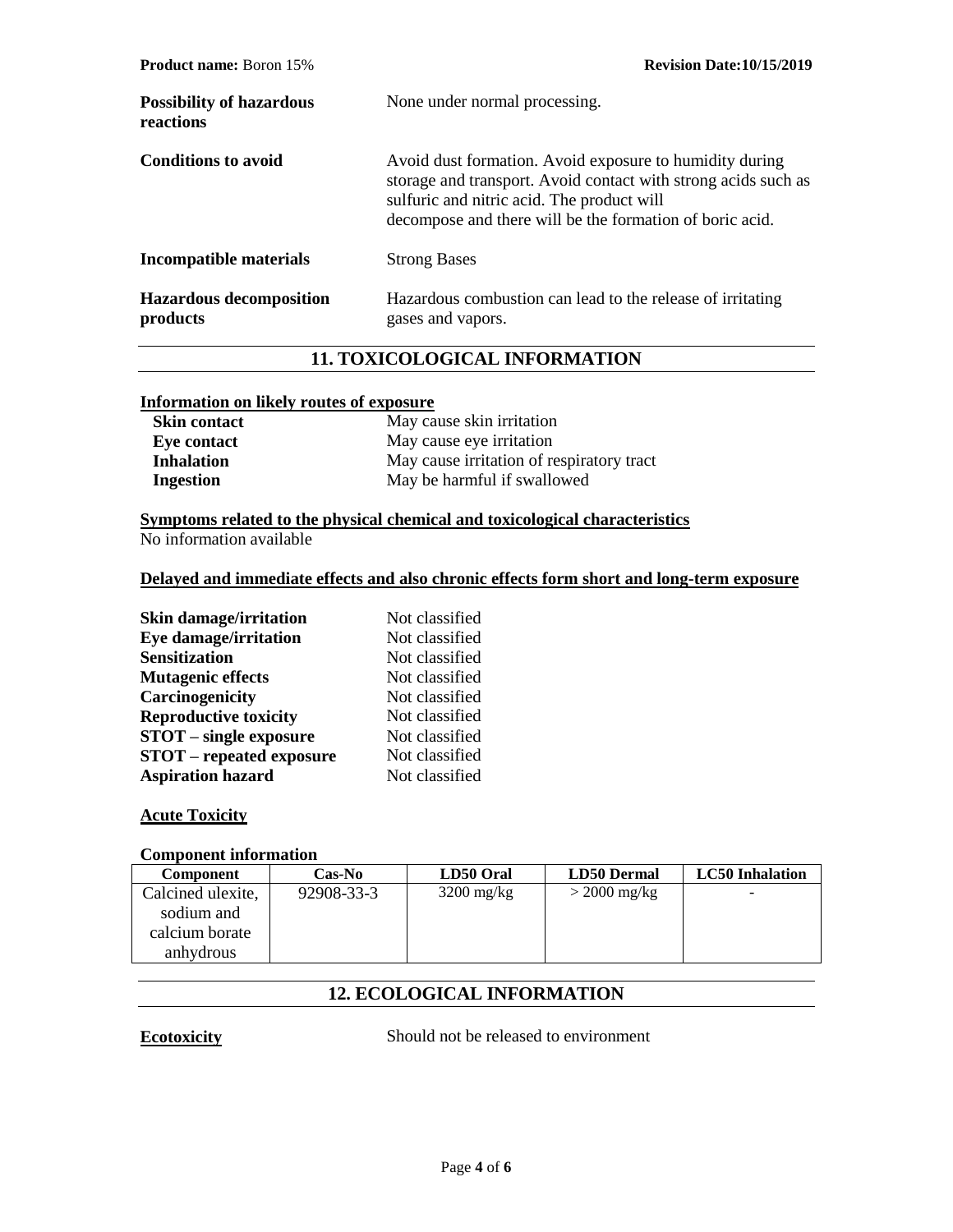**Possibility of hazardous reactions** None under normal processing.

**Conditions to avoid** Avoid dust formation. Avoid exposure to humidity during storage and transport. Avoid contact with strong acids such as sulfuric and nitric acid. The product will decompose and there will be the formation of boric acid.

**Incompatible materials** Strong Bases

**Hazardous decomposition products** Hazardous combustion can lead to the release of irritating gases and vapors.

## 11. TOXICOLOGICAL INFORMATION

**Information on likely routes of exposure**

**Skin contact** May cause skin irritation
**Eye contact** May cause eye irritation
**Inhalation** May cause irritation of respiratory tract
**Ingestion** May be harmful if swallowed

**Symptoms related to the physical chemical and toxicological characteristics**

No information available

**Delayed and immediate effects and also chronic effects form short and long-term exposure**

**Skin damage/irritation** Not classified
**Eye damage/irritation** Not classified
**Sensitization** Not classified
**Mutagenic effects** Not classified
**Carcinogenicity** Not classified
**Reproductive toxicity** Not classified
**STOT – single exposure** Not classified
**STOT – repeated exposure** Not classified
**Aspiration hazard** Not classified

**Acute Toxicity**

**Component information**

| Component | Cas-No | LD50 Oral | LD50 Dermal | LC50 Inhalation |
|---|---|---|---|---|
| Calcined ulexite, sodium and calcium borate anhydrous | 92908-33-3 | 3200 mg/kg | > 2000 mg/kg | - |

## 12. ECOLOGICAL INFORMATION

**Ecotoxicity** Should not be released to environment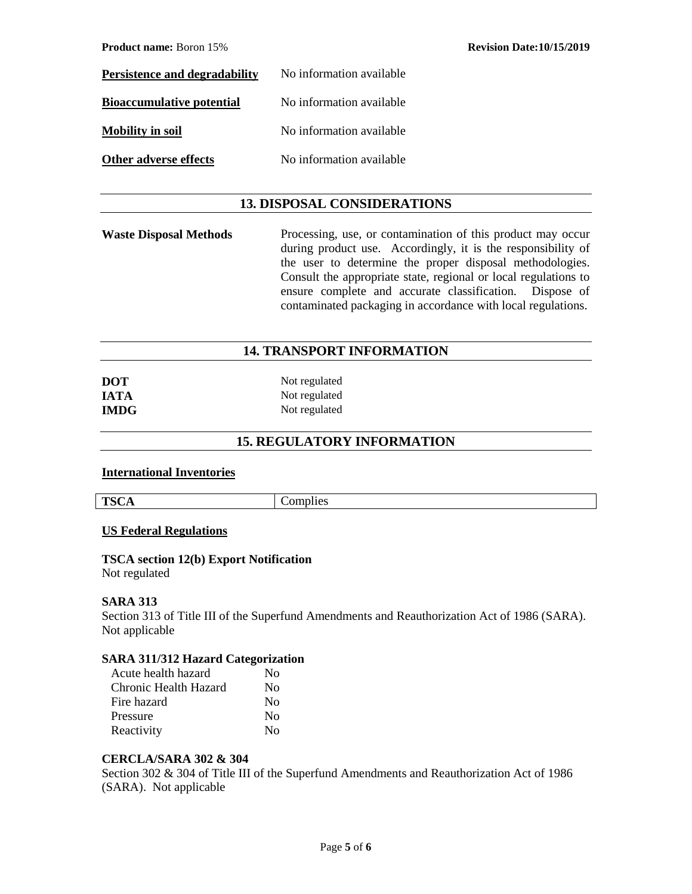| | |
|---|---|
| **Persistence and degradability** | No information available |
| **Bioaccumulative potential** | No information available |
| **Mobility in soil** | No information available |
| **Other adverse effects** | No information available |

## 13. DISPOSAL CONSIDERATIONS

**Waste Disposal Methods**

Processing, use, or contamination of this product may occur during product use. Accordingly, it is the responsibility of the user to determine the proper disposal methodologies. Consult the appropriate state, regional or local regulations to ensure complete and accurate classification. Dispose of contaminated packaging in accordance with local regulations.

## 14. TRANSPORT INFORMATION

| | |
|---|---|
| **DOT** | Not regulated |
| **IATA** | Not regulated |
| **IMDG** | Not regulated |

## 15. REGULATORY INFORMATION

**International Inventories**

| | |
|---|---|
| **TSCA** | Complies |

**US Federal Regulations**

**TSCA section 12(b) Export Notification**
Not regulated

**SARA 313**
Section 313 of Title III of the Superfund Amendments and Reauthorization Act of 1986 (SARA). Not applicable

**SARA 311/312 Hazard Categorization**

| | |
|---|---|
| Acute health hazard | No |
| Chronic Health Hazard | No |
| Fire hazard | No |
| Pressure | No |
| Reactivity | No |

**CERCLA/SARA 302 & 304**
Section 302 & 304 of Title III of the Superfund Amendments and Reauthorization Act of 1986 (SARA). Not applicable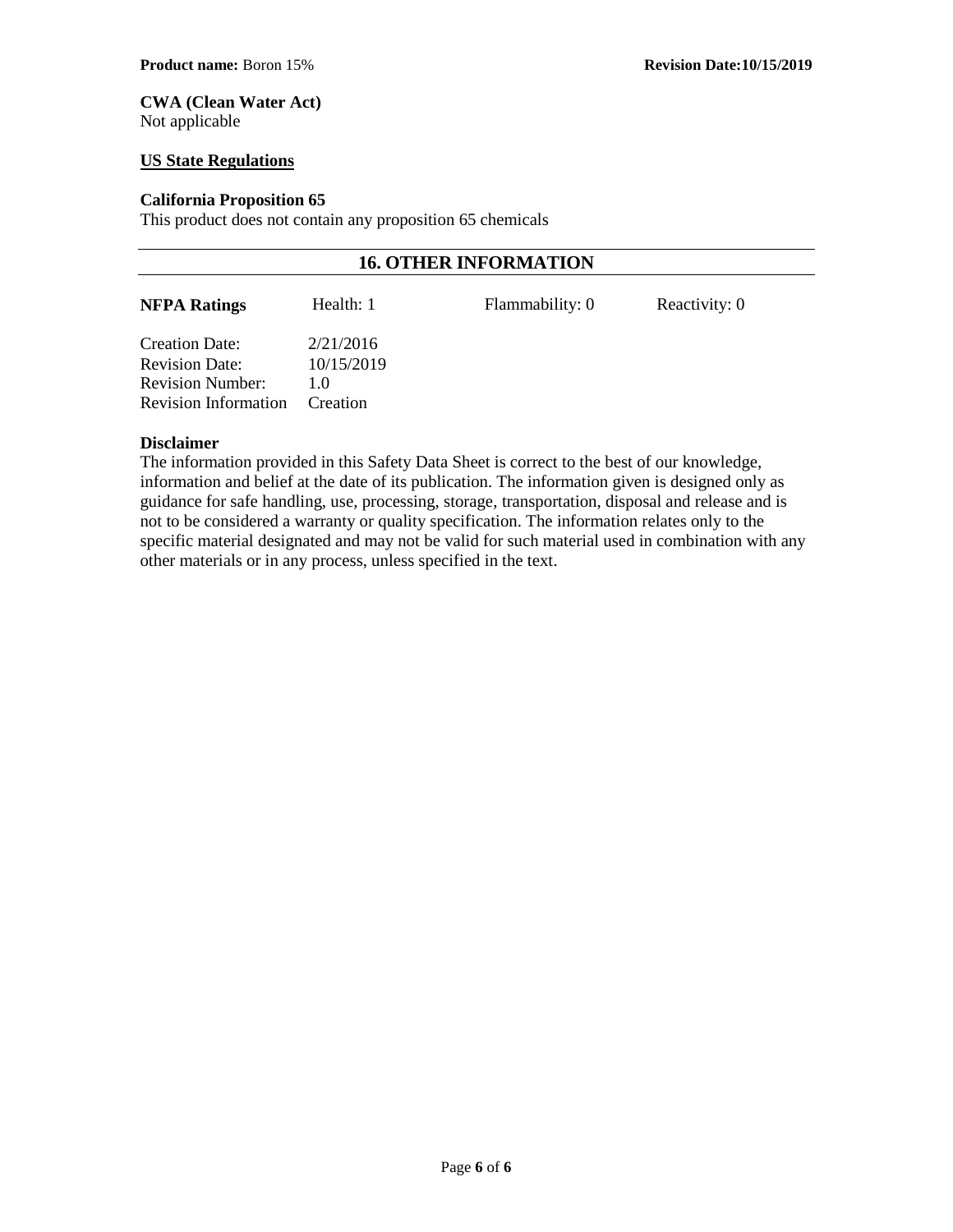**CWA (Clean Water Act)**
Not applicable

**US State Regulations**

**California Proposition 65**
This product does not contain any proposition 65 chemicals

## 16. OTHER INFORMATION

| | | | |
|---|---|---|---|
| **NFPA Ratings** | Health: 1 | Flammability: 0 | Reactivity: 0 |

| | |
|---|---|
| Creation Date: | 2/21/2016 |
| Revision Date: | 10/15/2019 |
| Revision Number: | 1.0 |
| Revision Information | Creation |

**Disclaimer**
The information provided in this Safety Data Sheet is correct to the best of our knowledge, information and belief at the date of its publication. The information given is designed only as guidance for safe handling, use, processing, storage, transportation, disposal and release and is not to be considered a warranty or quality specification. The information relates only to the specific material designated and may not be valid for such material used in combination with any other materials or in any process, unless specified in the text.